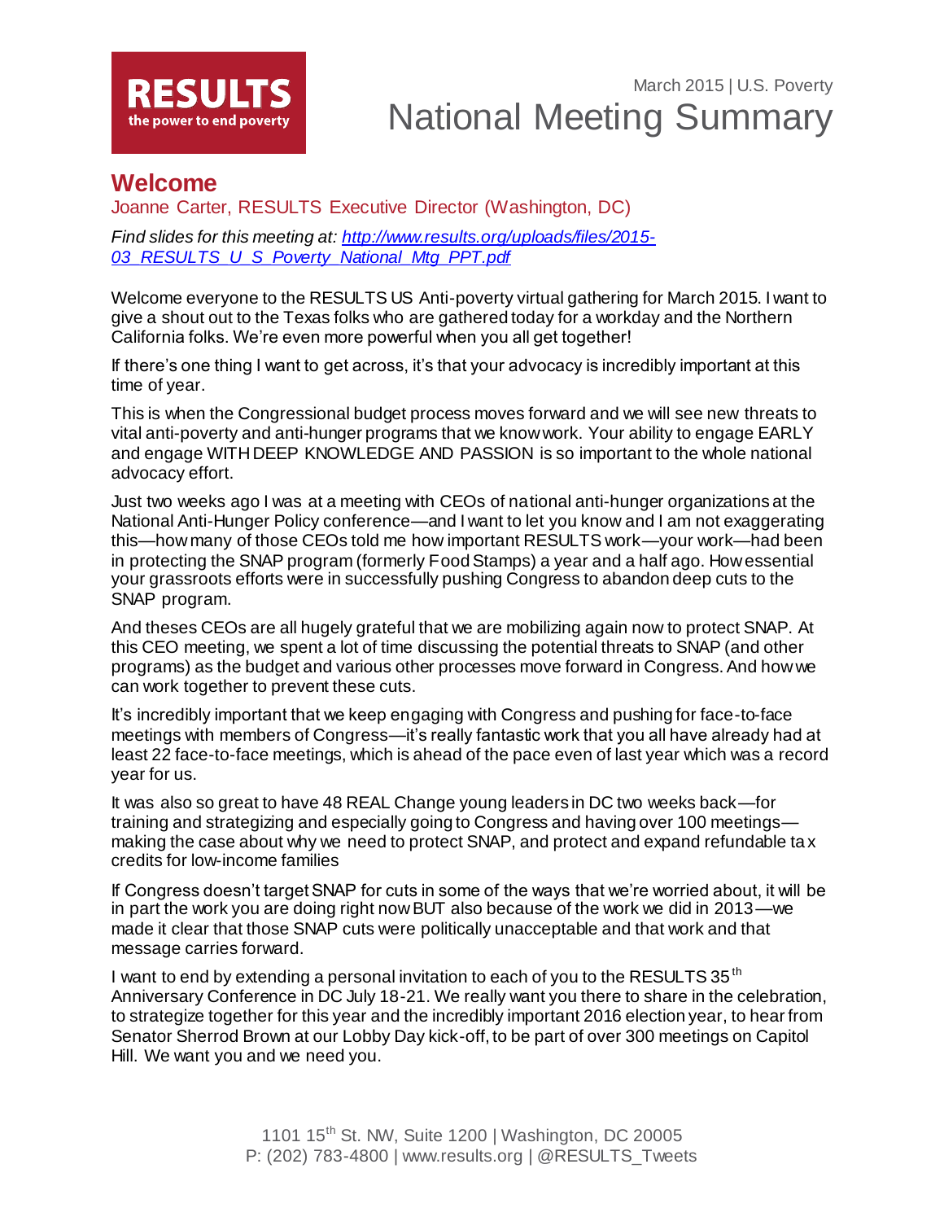**RESULTS**
the power to end poverty

March 2015 | U.S. Poverty

# National Meeting Summary

## Welcome

Joanne Carter, RESULTS Executive Director (Washington, DC)

*Find slides for this meeting at: [http://www.results.org/uploads/files/2015-03_RESULTS_U_S_Poverty_National_Mtg_PPT.pdf](http://www.results.org/uploads/files/2015-03_RESULTS_U_S_Poverty_National_Mtg_PPT.pdf)*

Welcome everyone to the RESULTS US Anti-poverty virtual gathering for March 2015. I want to give a shout out to the Texas folks who are gathered today for a workday and the Northern California folks. We're even more powerful when you all get together!

If there's one thing I want to get across, it's that your advocacy is incredibly important at this time of year.

This is when the Congressional budget process moves forward and we will see new threats to vital anti-poverty and anti-hunger programs that we know work. Your ability to engage EARLY and engage WITH DEEP KNOWLEDGE AND PASSION is so important to the whole national advocacy effort.

Just two weeks ago I was at a meeting with CEOs of national anti-hunger organizations at the National Anti-Hunger Policy conference—and I want to let you know and I am not exaggerating this—how many of those CEOs told me how important RESULTS work—your work—had been in protecting the SNAP program (formerly Food Stamps) a year and a half ago. How essential your grassroots efforts were in successfully pushing Congress to abandon deep cuts to the SNAP program.

And theses CEOs are all hugely grateful that we are mobilizing again now to protect SNAP. At this CEO meeting, we spent a lot of time discussing the potential threats to SNAP (and other programs) as the budget and various other processes move forward in Congress. And how we can work together to prevent these cuts.

It's incredibly important that we keep engaging with Congress and pushing for face-to-face meetings with members of Congress—it's really fantastic work that you all have already had at least 22 face-to-face meetings, which is ahead of the pace even of last year which was a record year for us.

It was also so great to have 48 REAL Change young leaders in DC two weeks back—for training and strategizing and especially going to Congress and having over 100 meetings—making the case about why we need to protect SNAP, and protect and expand refundable tax credits for low-income families

If Congress doesn't target SNAP for cuts in some of the ways that we're worried about, it will be in part the work you are doing right now BUT also because of the work we did in 2013—we made it clear that those SNAP cuts were politically unacceptable and that work and that message carries forward.

I want to end by extending a personal invitation to each of you to the RESULTS 35th Anniversary Conference in DC July 18-21. We really want you there to share in the celebration, to strategize together for this year and the incredibly important 2016 election year, to hear from Senator Sherrod Brown at our Lobby Day kick-off, to be part of over 300 meetings on Capitol Hill. We want you and we need you.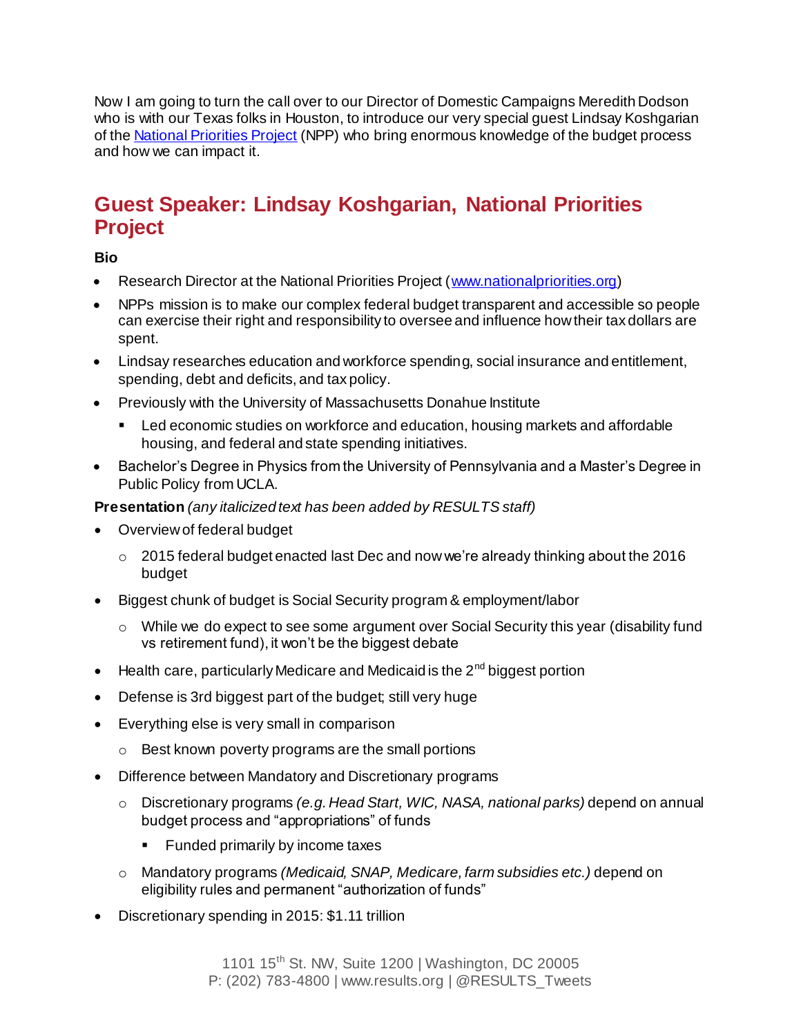Now I am going to turn the call over to our Director of Domestic Campaigns Meredith Dodson who is with our Texas folks in Houston, to introduce our very special guest Lindsay Koshgarian of the [National Priorities Project](http://www.nationalpriorities.org) (NPP) who bring enormous knowledge of the budget process and how we can impact it.

## Guest Speaker: Lindsay Koshgarian, National Priorities Project

**Bio**

- Research Director at the National Priorities Project ([www.nationalpriorities.org](http://www.nationalpriorities.org))
- NPPs mission is to make our complex federal budget transparent and accessible so people can exercise their right and responsibility to oversee and influence how their tax dollars are spent.
- Lindsay researches education and workforce spending, social insurance and entitlement, spending, debt and deficits, and tax policy.
- Previously with the University of Massachusetts Donahue Institute
  - Led economic studies on workforce and education, housing markets and affordable housing, and federal and state spending initiatives.
- Bachelor's Degree in Physics from the University of Pennsylvania and a Master's Degree in Public Policy from UCLA.

**Presentation** *(any italicized text has been added by RESULTS staff)*

- Overview of federal budget
  - 2015 federal budget enacted last Dec and now we're already thinking about the 2016 budget
- Biggest chunk of budget is Social Security program & employment/labor
  - While we do expect to see some argument over Social Security this year (disability fund vs retirement fund), it won't be the biggest debate
- Health care, particularly Medicare and Medicaid is the 2nd biggest portion
- Defense is 3rd biggest part of the budget; still very huge
- Everything else is very small in comparison
  - Best known poverty programs are the small portions
- Difference between Mandatory and Discretionary programs
  - Discretionary programs *(e.g. Head Start, WIC, NASA, national parks)* depend on annual budget process and "appropriations" of funds
    - Funded primarily by income taxes
  - Mandatory programs *(Medicaid, SNAP, Medicare, farm subsidies etc.)* depend on eligibility rules and permanent "authorization of funds"
- Discretionary spending in 2015: $1.11 trillion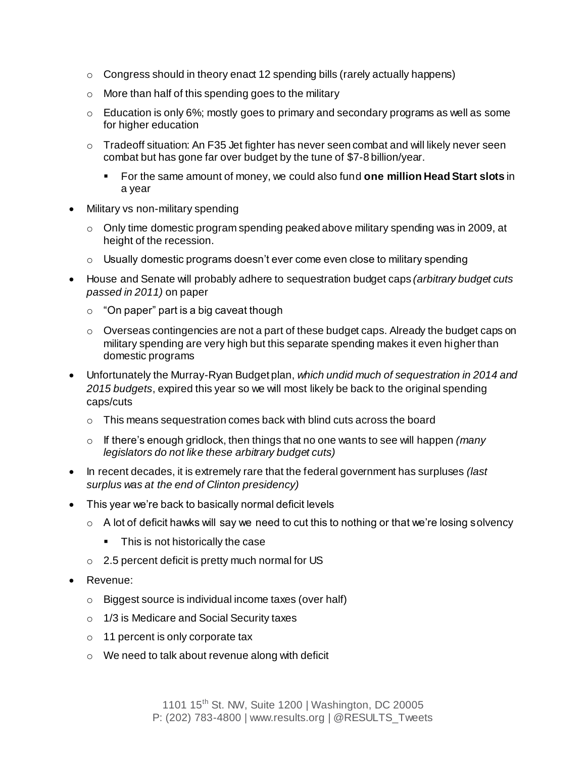- Congress should in theory enact 12 spending bills (rarely actually happens)
    - More than half of this spending goes to the military
    - Education is only 6%; mostly goes to primary and secondary programs as well as some for higher education
    - Tradeoff situation: An F35 Jet fighter has never seen combat and will likely never seen combat but has gone far over budget by the tune of $7-8 billion/year.
        - For the same amount of money, we could also fund **one million Head Start slots** in a year
- Military vs non-military spending
    - Only time domestic program spending peaked above military spending was in 2009, at height of the recession.
    - Usually domestic programs doesn't ever come even close to military spending
- House and Senate will probably adhere to sequestration budget caps *(arbitrary budget cuts passed in 2011)* on paper
    - "On paper" part is a big caveat though
    - Overseas contingencies are not a part of these budget caps. Already the budget caps on military spending are very high but this separate spending makes it even higher than domestic programs
- Unfortunately the Murray-Ryan Budget plan, *which undid much of sequestration in 2014 and 2015 budgets*, expired this year so we will most likely be back to the original spending caps/cuts
    - This means sequestration comes back with blind cuts across the board
    - If there's enough gridlock, then things that no one wants to see will happen *(many legislators do not like these arbitrary budget cuts)*
- In recent decades, it is extremely rare that the federal government has surpluses *(last surplus was at the end of Clinton presidency)*
- This year we're back to basically normal deficit levels
    - A lot of deficit hawks will say we need to cut this to nothing or that we're losing solvency
        - This is not historically the case
    - 2.5 percent deficit is pretty much normal for US
- Revenue:
    - Biggest source is individual income taxes (over half)
    - 1/3 is Medicare and Social Security taxes
    - 11 percent is only corporate tax
    - We need to talk about revenue along with deficit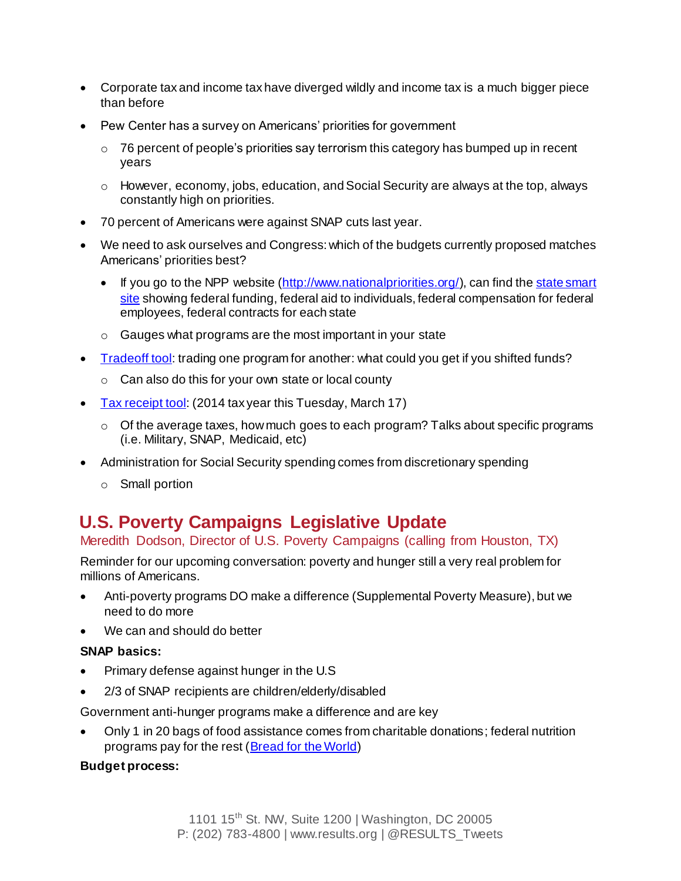- Corporate tax and income tax have diverged wildly and income tax is a much bigger piece than before
- Pew Center has a survey on Americans' priorities for government
  - 76 percent of people's priorities say terrorism this category has bumped up in recent years
  - However, economy, jobs, education, and Social Security are always at the top, always constantly high on priorities.
- 70 percent of Americans were against SNAP cuts last year.
- We need to ask ourselves and Congress: which of the budgets currently proposed matches Americans' priorities best?
  - If you go to the NPP website (http://www.nationalpriorities.org/), can find the state smart site showing federal funding, federal aid to individuals, federal compensation for federal employees, federal contracts for each state
  - Gauges what programs are the most important in your state
- Tradeoff tool: trading one program for another: what could you get if you shifted funds?
  - Can also do this for your own state or local county
- Tax receipt tool: (2014 tax year this Tuesday, March 17)
  - Of the average taxes, how much goes to each program? Talks about specific programs (i.e. Military, SNAP, Medicaid, etc)
- Administration for Social Security spending comes from discretionary spending
  - Small portion

## U.S. Poverty Campaigns Legislative Update

Meredith Dodson, Director of U.S. Poverty Campaigns (calling from Houston, TX)

Reminder for our upcoming conversation: poverty and hunger still a very real problem for millions of Americans.

- Anti-poverty programs DO make a difference (Supplemental Poverty Measure), but we need to do more
- We can and should do better

**SNAP basics:**

- Primary defense against hunger in the U.S
- 2/3 of SNAP recipients are children/elderly/disabled

Government anti-hunger programs make a difference and are key

- Only 1 in 20 bags of food assistance comes from charitable donations; federal nutrition programs pay for the rest (Bread for the World)

**Budget process:**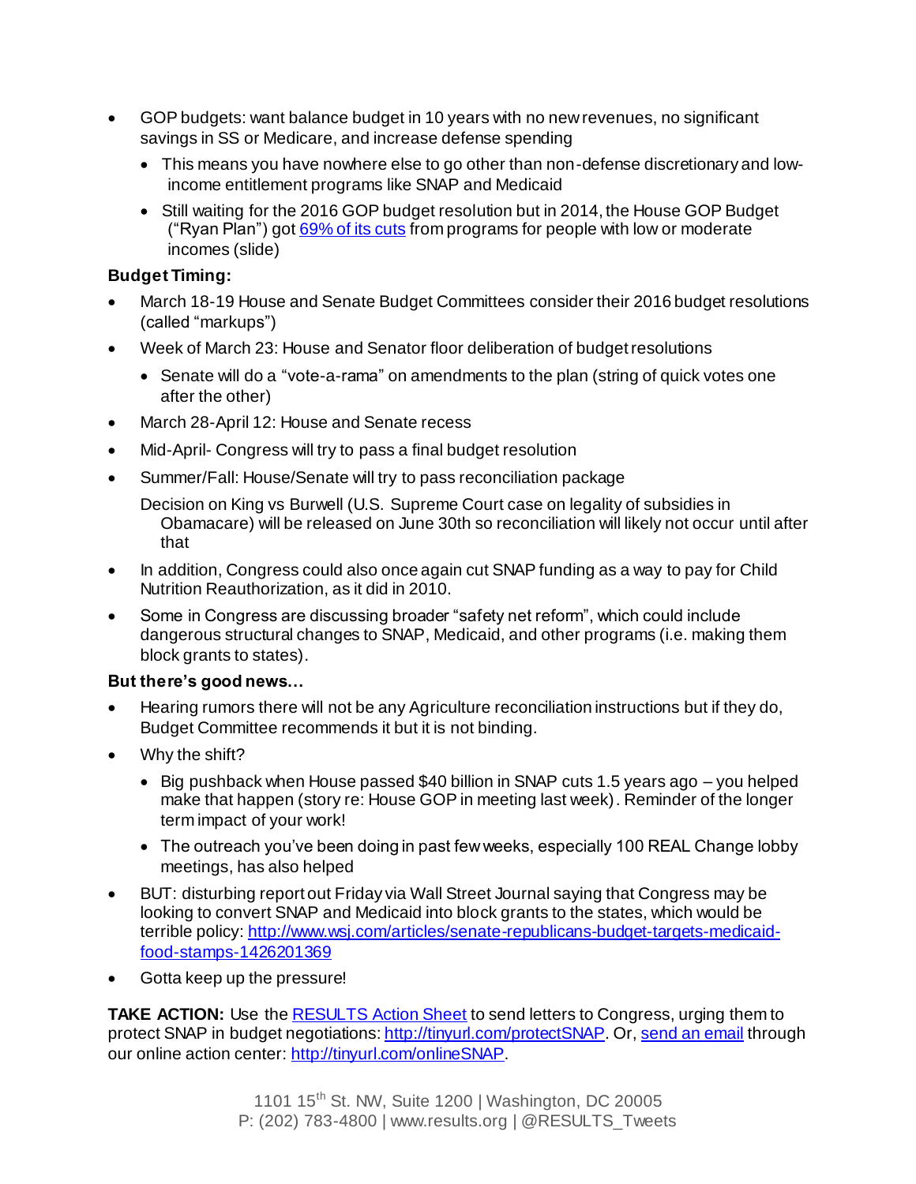- GOP budgets: want balance budget in 10 years with no new revenues, no significant savings in SS or Medicare, and increase defense spending
  - This means you have nowhere else to go other than non-defense discretionary and low-income entitlement programs like SNAP and Medicaid
  - Still waiting for the 2016 GOP budget resolution but in 2014, the House GOP Budget ("Ryan Plan") got 69% of its cuts from programs for people with low or moderate incomes (slide)

**Budget Timing:**

- March 18-19 House and Senate Budget Committees consider their 2016 budget resolutions (called "markups")
- Week of March 23: House and Senator floor deliberation of budget resolutions
  - Senate will do a "vote-a-rama" on amendments to the plan (string of quick votes one after the other)
- March 28-April 12: House and Senate recess
- Mid-April- Congress will try to pass a final budget resolution
- Summer/Fall: House/Senate will try to pass reconciliation package

  Decision on King vs Burwell (U.S. Supreme Court case on legality of subsidies in Obamacare) will be released on June 30th so reconciliation will likely not occur until after that

- In addition, Congress could also once again cut SNAP funding as a way to pay for Child Nutrition Reauthorization, as it did in 2010.
- Some in Congress are discussing broader "safety net reform", which could include dangerous structural changes to SNAP, Medicaid, and other programs (i.e. making them block grants to states).

**But there's good news…**

- Hearing rumors there will not be any Agriculture reconciliation instructions but if they do, Budget Committee recommends it but it is not binding.
- Why the shift?
  - Big pushback when House passed $40 billion in SNAP cuts 1.5 years ago – you helped make that happen (story re: House GOP in meeting last week). Reminder of the longer term impact of your work!
  - The outreach you've been doing in past few weeks, especially 100 REAL Change lobby meetings, has also helped
- BUT: disturbing report out Friday via Wall Street Journal saying that Congress may be looking to convert SNAP and Medicaid into block grants to the states, which would be terrible policy: http://www.wsj.com/articles/senate-republicans-budget-targets-medicaid-food-stamps-1426201369
- Gotta keep up the pressure!

**TAKE ACTION:** Use the RESULTS Action Sheet to send letters to Congress, urging them to protect SNAP in budget negotiations: http://tinyurl.com/protectSNAP. Or, send an email through our online action center: http://tinyurl.com/onlineSNAP.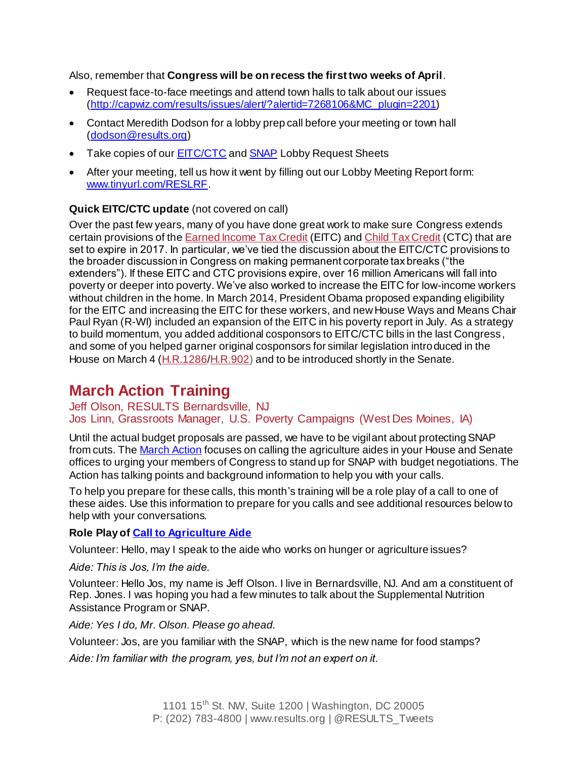Also, remember that **Congress will be on recess the first two weeks of April**.

- Request face-to-face meetings and attend town halls to talk about our issues (http://capwiz.com/results/issues/alert/?alertid=7268106&MC_plugin=2201)
- Contact Meredith Dodson for a lobby prep call before your meeting or town hall (dodson@results.org)
- Take copies of our EITC/CTC and SNAP Lobby Request Sheets
- After your meeting, tell us how it went by filling out our Lobby Meeting Report form: www.tinyurl.com/RESLRF.

**Quick EITC/CTC update** (not covered on call)

Over the past few years, many of you have done great work to make sure Congress extends certain provisions of the Earned Income Tax Credit (EITC) and Child Tax Credit (CTC) that are set to expire in 2017. In particular, we've tied the discussion about the EITC/CTC provisions to the broader discussion in Congress on making permanent corporate tax breaks ("the extenders"). If these EITC and CTC provisions expire, over 16 million Americans will fall into poverty or deeper into poverty. We've also worked to increase the EITC for low-income workers without children in the home. In March 2014, President Obama proposed expanding eligibility for the EITC and increasing the EITC for these workers, and new House Ways and Means Chair Paul Ryan (R-WI) included an expansion of the EITC in his poverty report in July. As a strategy to build momentum, you added additional cosponsors to EITC/CTC bills in the last Congress, and some of you helped garner original cosponsors for similar legislation introduced in the House on March 4 (H.R.1286/H.R.902) and to be introduced shortly in the Senate.

## March Action Training

Jeff Olson, RESULTS Bernardsville, NJ
Jos Linn, Grassroots Manager, U.S. Poverty Campaigns (West Des Moines, IA)

Until the actual budget proposals are passed, we have to be vigilant about protecting SNAP from cuts. The March Action focuses on calling the agriculture aides in your House and Senate offices to urging your members of Congress to stand up for SNAP with budget negotiations. The Action has talking points and background information to help you with your calls.

To help you prepare for these calls, this month's training will be a role play of a call to one of these aides. Use this information to prepare for you calls and see additional resources below to help with your conversations.

**Role Play of Call to Agriculture Aide**

Volunteer: Hello, may I speak to the aide who works on hunger or agriculture issues?

*Aide: This is Jos, I'm the aide.*

Volunteer: Hello Jos, my name is Jeff Olson. I live in Bernardsville, NJ. And am a constituent of Rep. Jones. I was hoping you had a few minutes to talk about the Supplemental Nutrition Assistance Program or SNAP.

*Aide: Yes I do, Mr. Olson. Please go ahead.*

Volunteer: Jos, are you familiar with the SNAP, which is the new name for food stamps?

*Aide: I'm familiar with the program, yes, but I'm not an expert on it.*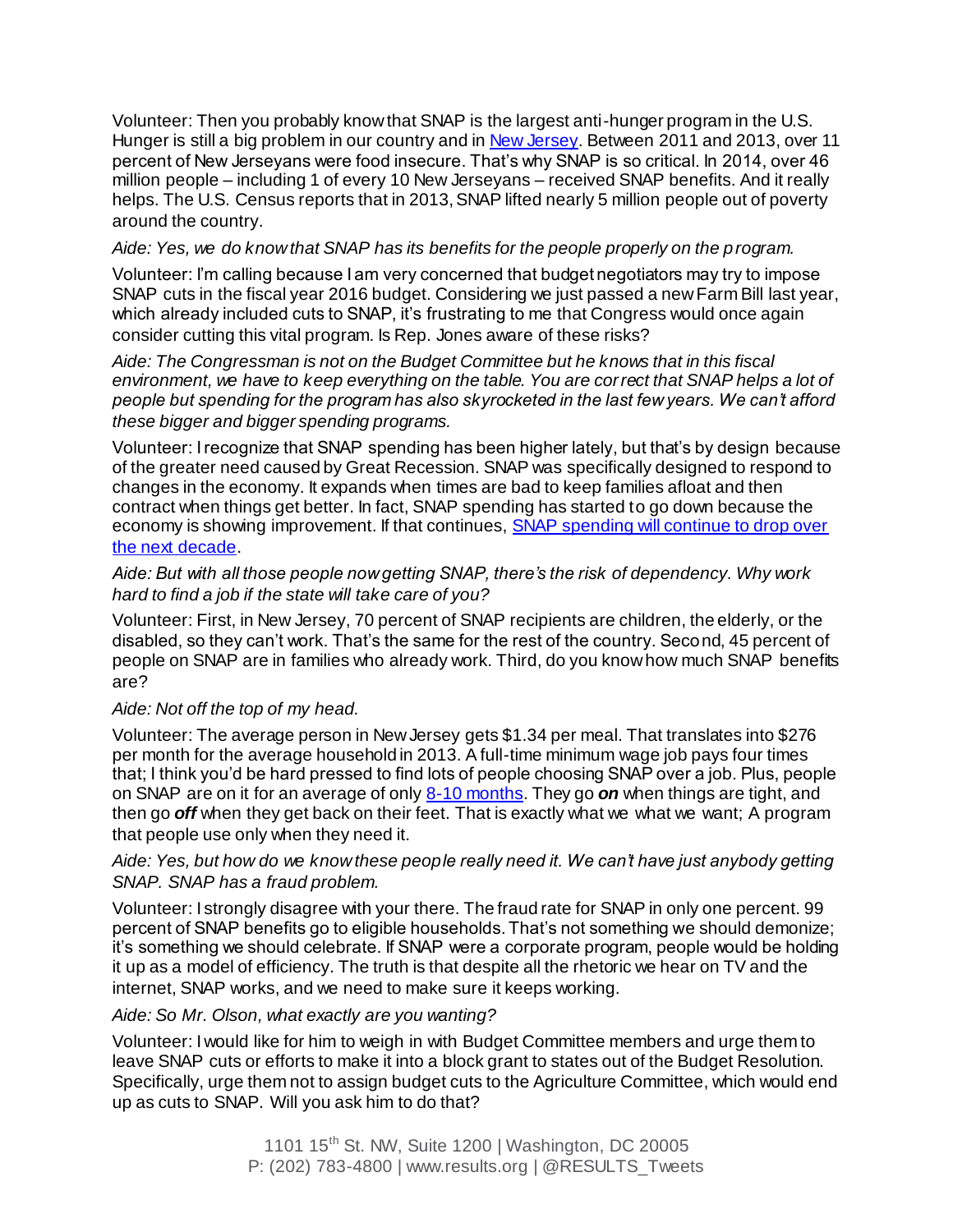Volunteer: Then you probably know that SNAP is the largest anti-hunger program in the U.S. Hunger is still a big problem in our country and in [New Jersey](). Between 2011 and 2013, over 11 percent of New Jerseyans were food insecure. That's why SNAP is so critical. In 2014, over 46 million people – including 1 of every 10 New Jerseyans – received SNAP benefits. And it really helps. The U.S. Census reports that in 2013, SNAP lifted nearly 5 million people out of poverty around the country.

*Aide: Yes, we do know that SNAP has its benefits for the people properly on the program.*

Volunteer: I'm calling because I am very concerned that budget negotiators may try to impose SNAP cuts in the fiscal year 2016 budget. Considering we just passed a new Farm Bill last year, which already included cuts to SNAP, it's frustrating to me that Congress would once again consider cutting this vital program. Is Rep. Jones aware of these risks?

*Aide: The Congressman is not on the Budget Committee but he knows that in this fiscal environment, we have to keep everything on the table. You are correct that SNAP helps a lot of people but spending for the program has also skyrocketed in the last few years. We can't afford these bigger and bigger spending programs.*

Volunteer: I recognize that SNAP spending has been higher lately, but that's by design because of the greater need caused by Great Recession. SNAP was specifically designed to respond to changes in the economy. It expands when times are bad to keep families afloat and then contract when things get better. In fact, SNAP spending has started to go down because the economy is showing improvement. If that continues, [SNAP spending will continue to drop over the next decade]().

*Aide: But with all those people now getting SNAP, there's the risk of dependency. Why work hard to find a job if the state will take care of you?*

Volunteer: First, in New Jersey, 70 percent of SNAP recipients are children, the elderly, or the disabled, so they can't work. That's the same for the rest of the country. Second, 45 percent of people on SNAP are in families who already work. Third, do you know how much SNAP benefits are?

*Aide: Not off the top of my head.*

Volunteer: The average person in New Jersey gets $1.34 per meal. That translates into $276 per month for the average household in 2013. A full-time minimum wage job pays four times that; I think you'd be hard pressed to find lots of people choosing SNAP over a job. Plus, people on SNAP are on it for an average of only [8-10 months](). They go ***on*** when things are tight, and then go ***off*** when they get back on their feet. That is exactly what we what we want; A program that people use only when they need it.

*Aide: Yes, but how do we know these people really need it. We can't have just anybody getting SNAP. SNAP has a fraud problem.*

Volunteer: I strongly disagree with your there. The fraud rate for SNAP in only one percent. 99 percent of SNAP benefits go to eligible households. That's not something we should demonize; it's something we should celebrate. If SNAP were a corporate program, people would be holding it up as a model of efficiency. The truth is that despite all the rhetoric we hear on TV and the internet, SNAP works, and we need to make sure it keeps working.

*Aide: So Mr. Olson, what exactly are you wanting?*

Volunteer: I would like for him to weigh in with Budget Committee members and urge them to leave SNAP cuts or efforts to make it into a block grant to states out of the Budget Resolution. Specifically, urge them not to assign budget cuts to the Agriculture Committee, which would end up as cuts to SNAP. Will you ask him to do that?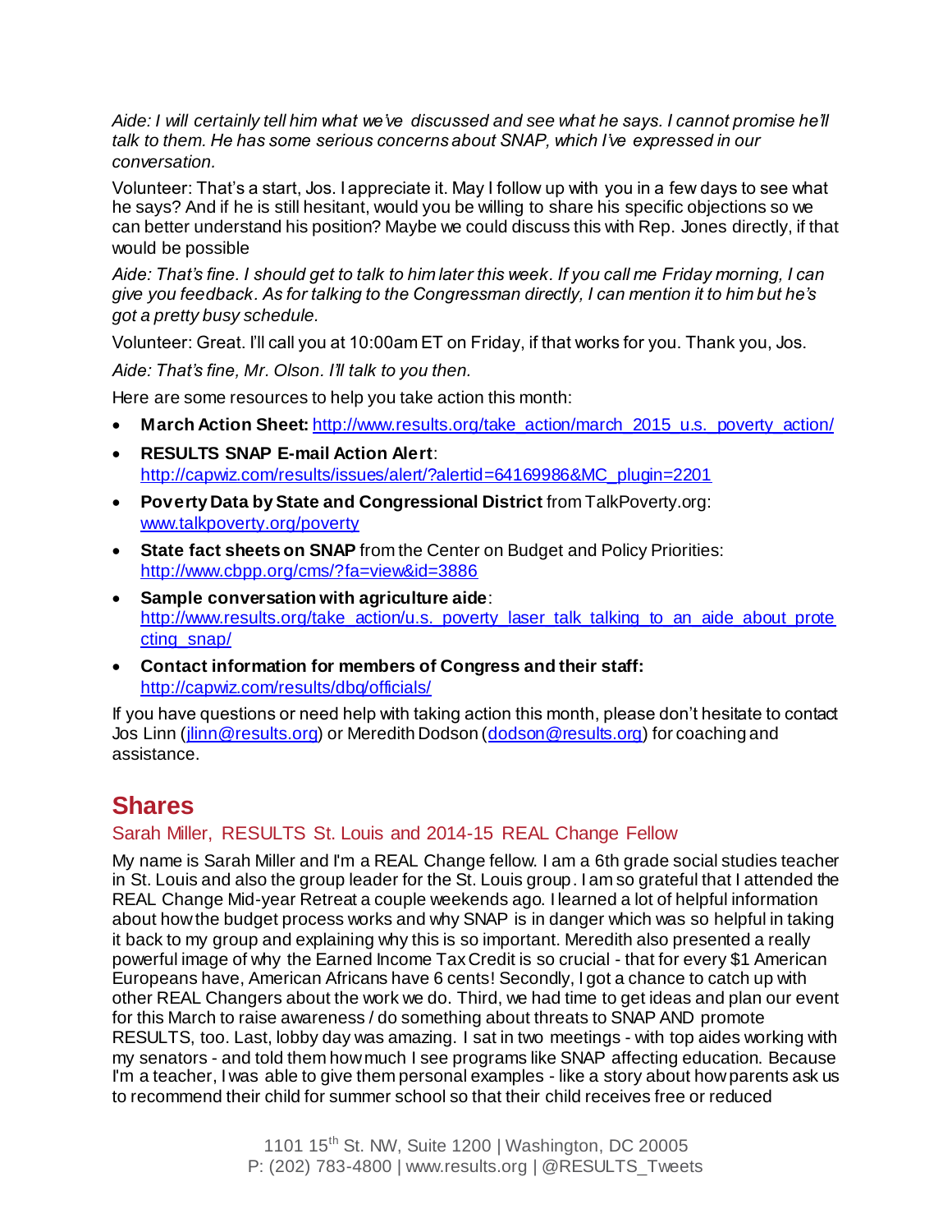*Aide: I will certainly tell him what we've discussed and see what he says. I cannot promise he'll talk to them. He has some serious concerns about SNAP, which I've expressed in our conversation.*

Volunteer: That's a start, Jos. I appreciate it. May I follow up with you in a few days to see what he says? And if he is still hesitant, would you be willing to share his specific objections so we can better understand his position? Maybe we could discuss this with Rep. Jones directly, if that would be possible

*Aide: That's fine. I should get to talk to him later this week. If you call me Friday morning, I can give you feedback. As for talking to the Congressman directly, I can mention it to him but he's got a pretty busy schedule.*

Volunteer: Great. I'll call you at 10:00am ET on Friday, if that works for you. Thank you, Jos.

*Aide: That's fine, Mr. Olson. I'll talk to you then.*

Here are some resources to help you take action this month:

- **March Action Sheet:** http://www.results.org/take_action/march_2015_u.s._poverty_action/
- **RESULTS SNAP E-mail Action Alert**: http://capwiz.com/results/issues/alert/?alertid=64169986&MC_plugin=2201
- **Poverty Data by State and Congressional District** from TalkPoverty.org: www.talkpoverty.org/poverty
- **State fact sheets on SNAP** from the Center on Budget and Policy Priorities: http://www.cbpp.org/cms/?fa=view&id=3886
- **Sample conversation with agriculture aide**: http://www.results.org/take_action/u.s._poverty_laser_talk_talking_to_an_aide_about_protecting_snap/
- **Contact information for members of Congress and their staff:** http://capwiz.com/results/dbq/officials/

If you have questions or need help with taking action this month, please don't hesitate to contact Jos Linn (jlinn@results.org) or Meredith Dodson (dodson@results.org) for coaching and assistance.

## Shares

### Sarah Miller, RESULTS St. Louis and 2014-15 REAL Change Fellow

My name is Sarah Miller and I'm a REAL Change fellow. I am a 6th grade social studies teacher in St. Louis and also the group leader for the St. Louis group. I am so grateful that I attended the REAL Change Mid-year Retreat a couple weekends ago. I learned a lot of helpful information about how the budget process works and why SNAP is in danger which was so helpful in taking it back to my group and explaining why this is so important. Meredith also presented a really powerful image of why the Earned Income Tax Credit is so crucial - that for every $1 American Europeans have, American Africans have 6 cents! Secondly, I got a chance to catch up with other REAL Changers about the work we do. Third, we had time to get ideas and plan our event for this March to raise awareness / do something about threats to SNAP AND promote RESULTS, too. Last, lobby day was amazing. I sat in two meetings - with top aides working with my senators - and told them how much I see programs like SNAP affecting education. Because I'm a teacher, I was able to give them personal examples - like a story about how parents ask us to recommend their child for summer school so that their child receives free or reduced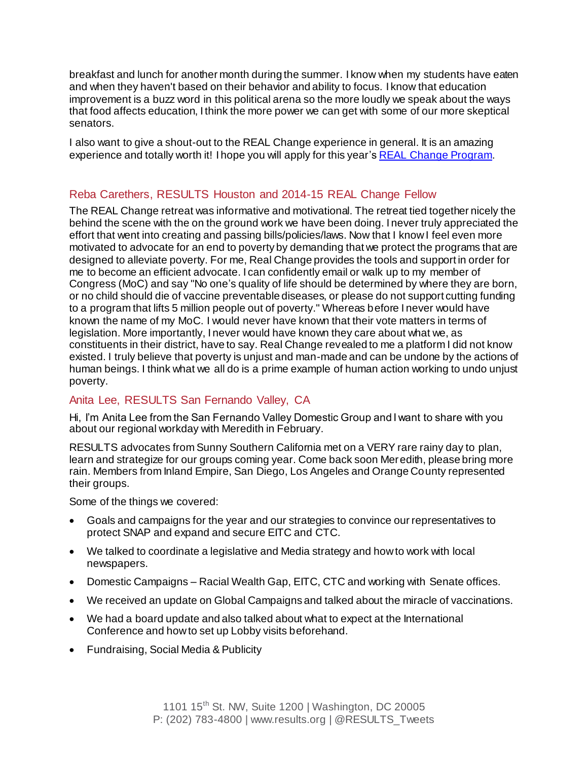breakfast and lunch for another month during the summer. I know when my students have eaten and when they haven't based on their behavior and ability to focus. I know that education improvement is a buzz word in this political arena so the more loudly we speak about the ways that food affects education, I think the more power we can get with some of our more skeptical senators.

I also want to give a shout-out to the REAL Change experience in general. It is an amazing experience and totally worth it! I hope you will apply for this year's [REAL Change Program](REAL Change Program).

### Reba Carethers, RESULTS Houston and 2014-15 REAL Change Fellow

The REAL Change retreat was informative and motivational. The retreat tied together nicely the behind the scene with the on the ground work we have been doing. I never truly appreciated the effort that went into creating and passing bills/policies/laws. Now that I know I feel even more motivated to advocate for an end to poverty by demanding that we protect the programs that are designed to alleviate poverty. For me, Real Change provides the tools and support in order for me to become an efficient advocate. I can confidently email or walk up to my member of Congress (MoC) and say "No one's quality of life should be determined by where they are born, or no child should die of vaccine preventable diseases, or please do not support cutting funding to a program that lifts 5 million people out of poverty." Whereas before I never would have known the name of my MoC. I would never have known that their vote matters in terms of legislation. More importantly, I never would have known they care about what we, as constituents in their district, have to say. Real Change revealed to me a platform I did not know existed. I truly believe that poverty is unjust and man-made and can be undone by the actions of human beings. I think what we all do is a prime example of human action working to undo unjust poverty.

### Anita Lee, RESULTS San Fernando Valley, CA

Hi, I'm Anita Lee from the San Fernando Valley Domestic Group and I want to share with you about our regional workday with Meredith in February.

RESULTS advocates from Sunny Southern California met on a VERY rare rainy day to plan, learn and strategize for our groups coming year. Come back soon Meredith, please bring more rain. Members from Inland Empire, San Diego, Los Angeles and Orange County represented their groups.

Some of the things we covered:

- Goals and campaigns for the year and our strategies to convince our representatives to protect SNAP and expand and secure EITC and CTC.
- We talked to coordinate a legislative and Media strategy and how to work with local newspapers.
- Domestic Campaigns – Racial Wealth Gap, EITC, CTC and working with Senate offices.
- We received an update on Global Campaigns and talked about the miracle of vaccinations.
- We had a board update and also talked about what to expect at the International Conference and how to set up Lobby visits beforehand.
- Fundraising, Social Media & Publicity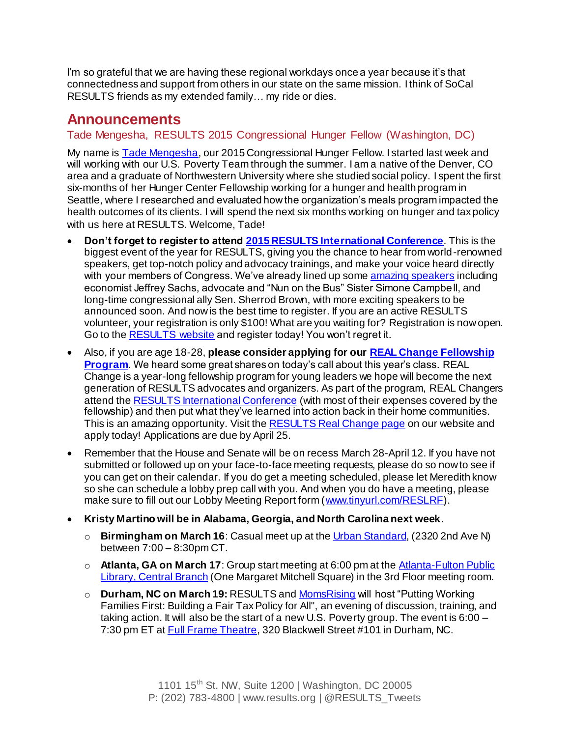I'm so grateful that we are having these regional workdays once a year because it's that connectedness and support from others in our state on the same mission. I think of SoCal RESULTS friends as my extended family… my ride or dies.

## Announcements

### Tade Mengesha, RESULTS 2015 Congressional Hunger Fellow (Washington, DC)

My name is Tade Mengesha, our 2015 Congressional Hunger Fellow. I started last week and will working with our U.S. Poverty Team through the summer. I am a native of the Denver, CO area and a graduate of Northwestern University where she studied social policy. I spent the first six-months of her Hunger Center Fellowship working for a hunger and health program in Seattle, where I researched and evaluated how the organization's meals program impacted the health outcomes of its clients. I will spend the next six months working on hunger and tax policy with us here at RESULTS. Welcome, Tade!

- **Don't forget to register to attend 2015 RESULTS International Conference**. This is the biggest event of the year for RESULTS, giving you the chance to hear from world-renowned speakers, get top-notch policy and advocacy trainings, and make your voice heard directly with your members of Congress. We've already lined up some amazing speakers including economist Jeffrey Sachs, advocate and "Nun on the Bus" Sister Simone Campbell, and long-time congressional ally Sen. Sherrod Brown, with more exciting speakers to be announced soon. And now is the best time to register. If you are an active RESULTS volunteer, your registration is only $100! What are you waiting for? Registration is now open. Go to the RESULTS website and register today! You won't regret it.
- Also, if you are age 18-28, **please consider applying for our REAL Change Fellowship Program**. We heard some great shares on today's call about this year's class. REAL Change is a year-long fellowship program for young leaders we hope will become the next generation of RESULTS advocates and organizers. As part of the program, REAL Changers attend the RESULTS International Conference (with most of their expenses covered by the fellowship) and then put what they've learned into action back in their home communities. This is an amazing opportunity. Visit the RESULTS Real Change page on our website and apply today! Applications are due by April 25.
- Remember that the House and Senate will be on recess March 28-April 12. If you have not submitted or followed up on your face-to-face meeting requests, please do so now to see if you can get on their calendar. If you do get a meeting scheduled, please let Meredith know so she can schedule a lobby prep call with you. And when you do have a meeting, please make sure to fill out our Lobby Meeting Report form (www.tinyurl.com/RESLRF).
- **Kristy Martino will be in Alabama, Georgia, and North Carolina next week**.
  - **Birmingham on March 16**: Casual meet up at the Urban Standard, (2320 2nd Ave N) between 7:00 – 8:30pm CT.
  - **Atlanta, GA on March 17**: Group start meeting at 6:00 pm at the Atlanta-Fulton Public Library, Central Branch (One Margaret Mitchell Square) in the 3rd Floor meeting room.
  - **Durham, NC on March 19:** RESULTS and MomsRising will host "Putting Working Families First: Building a Fair Tax Policy for All", an evening of discussion, training, and taking action. It will also be the start of a new U.S. Poverty group. The event is 6:00 – 7:30 pm ET at Full Frame Theatre, 320 Blackwell Street #101 in Durham, NC.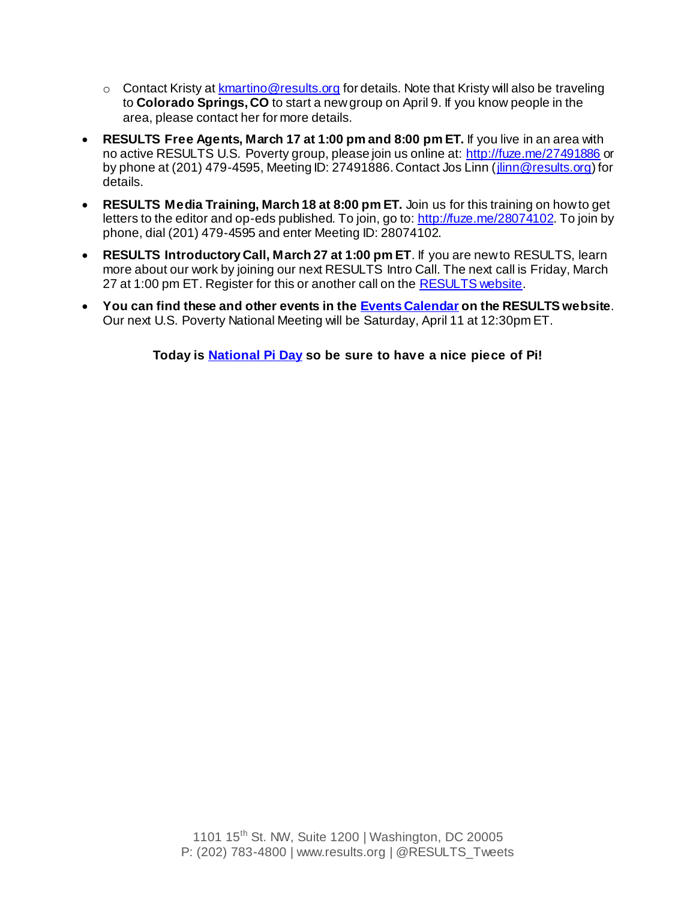- Contact Kristy at kmartino@results.org for details. Note that Kristy will also be traveling to **Colorado Springs, CO** to start a new group on April 9. If you know people in the area, please contact her for more details.

- **RESULTS Free Agents, March 17 at 1:00 pm and 8:00 pm ET.** If you live in an area with no active RESULTS U.S. Poverty group, please join us online at: http://fuze.me/27491886 or by phone at (201) 479-4595, Meeting ID: 27491886. Contact Jos Linn (jlinn@results.org) for details.
- **RESULTS Media Training, March 18 at 8:00 pm ET.** Join us for this training on how to get letters to the editor and op-eds published. To join, go to: http://fuze.me/28074102. To join by phone, dial (201) 479-4595 and enter Meeting ID: 28074102.
- **RESULTS Introductory Call, March 27 at 1:00 pm ET**. If you are new to RESULTS, learn more about our work by joining our next RESULTS Intro Call. The next call is Friday, March 27 at 1:00 pm ET. Register for this or another call on the RESULTS website.
- **You can find these and other events in the Events Calendar on the RESULTS website**. Our next U.S. Poverty National Meeting will be Saturday, April 11 at 12:30pm ET.

**Today is National Pi Day so be sure to have a nice piece of Pi!**

1101 15th St. NW, Suite 1200 | Washington, DC 20005
P: (202) 783-4800 | www.results.org | @RESULTS_Tweets